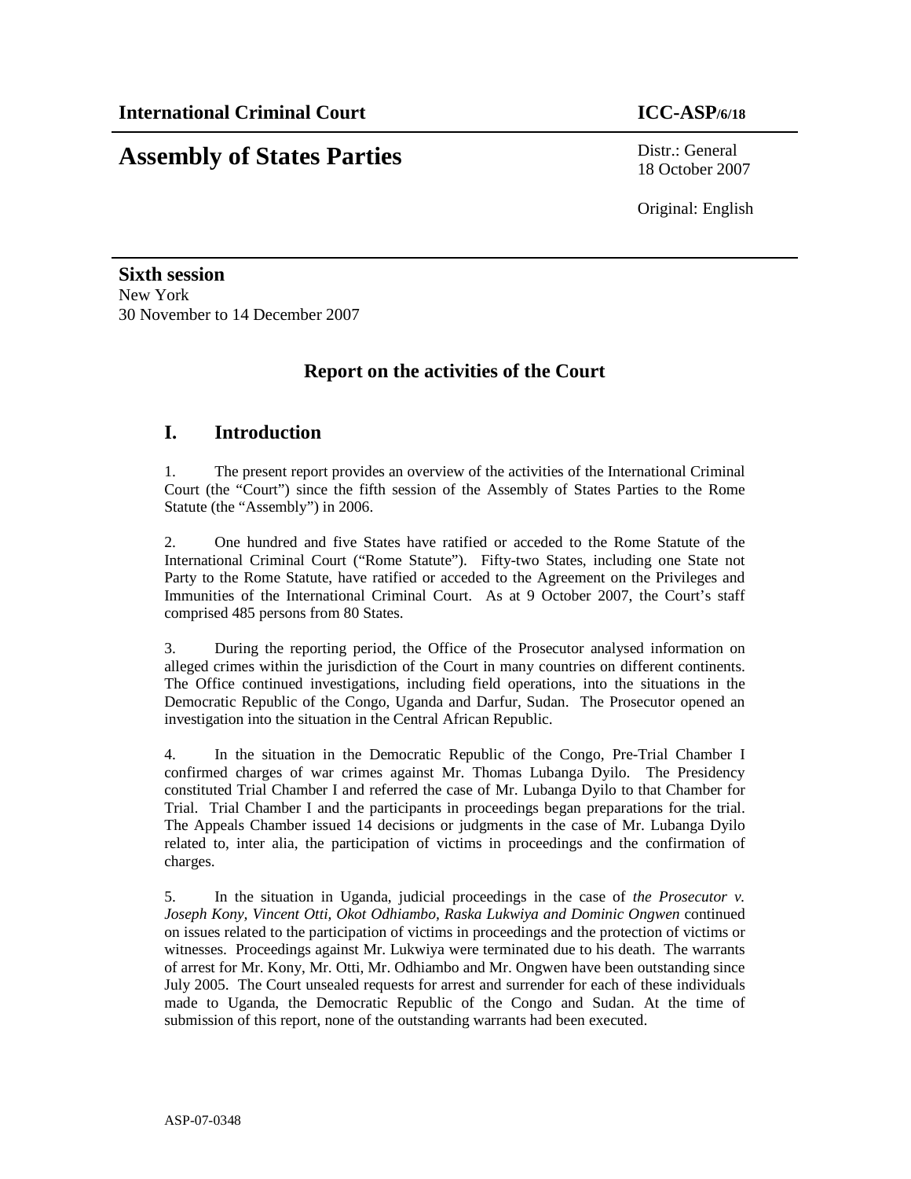**International Criminal Court** **ICC-ASP/6/18**

# Assembly of States Parties

Distr.: General
18 October 2007

Original: English

**Sixth session**
New York
30 November to 14 December 2007

## Report on the activities of the Court

## I. Introduction

1. The present report provides an overview of the activities of the International Criminal Court (the "Court") since the fifth session of the Assembly of States Parties to the Rome Statute (the "Assembly") in 2006.

2. One hundred and five States have ratified or acceded to the Rome Statute of the International Criminal Court ("Rome Statute"). Fifty-two States, including one State not Party to the Rome Statute, have ratified or acceded to the Agreement on the Privileges and Immunities of the International Criminal Court. As at 9 October 2007, the Court's staff comprised 485 persons from 80 States.

3. During the reporting period, the Office of the Prosecutor analysed information on alleged crimes within the jurisdiction of the Court in many countries on different continents. The Office continued investigations, including field operations, into the situations in the Democratic Republic of the Congo, Uganda and Darfur, Sudan. The Prosecutor opened an investigation into the situation in the Central African Republic.

4. In the situation in the Democratic Republic of the Congo, Pre-Trial Chamber I confirmed charges of war crimes against Mr. Thomas Lubanga Dyilo. The Presidency constituted Trial Chamber I and referred the case of Mr. Lubanga Dyilo to that Chamber for Trial. Trial Chamber I and the participants in proceedings began preparations for the trial. The Appeals Chamber issued 14 decisions or judgments in the case of Mr. Lubanga Dyilo related to, inter alia, the participation of victims in proceedings and the confirmation of charges.

5. In the situation in Uganda, judicial proceedings in the case of *the Prosecutor v. Joseph Kony, Vincent Otti, Okot Odhiambo, Raska Lukwiya and Dominic Ongwen* continued on issues related to the participation of victims in proceedings and the protection of victims or witnesses. Proceedings against Mr. Lukwiya were terminated due to his death. The warrants of arrest for Mr. Kony, Mr. Otti, Mr. Odhiambo and Mr. Ongwen have been outstanding since July 2005. The Court unsealed requests for arrest and surrender for each of these individuals made to Uganda, the Democratic Republic of the Congo and Sudan. At the time of submission of this report, none of the outstanding warrants had been executed.

ASP-07-0348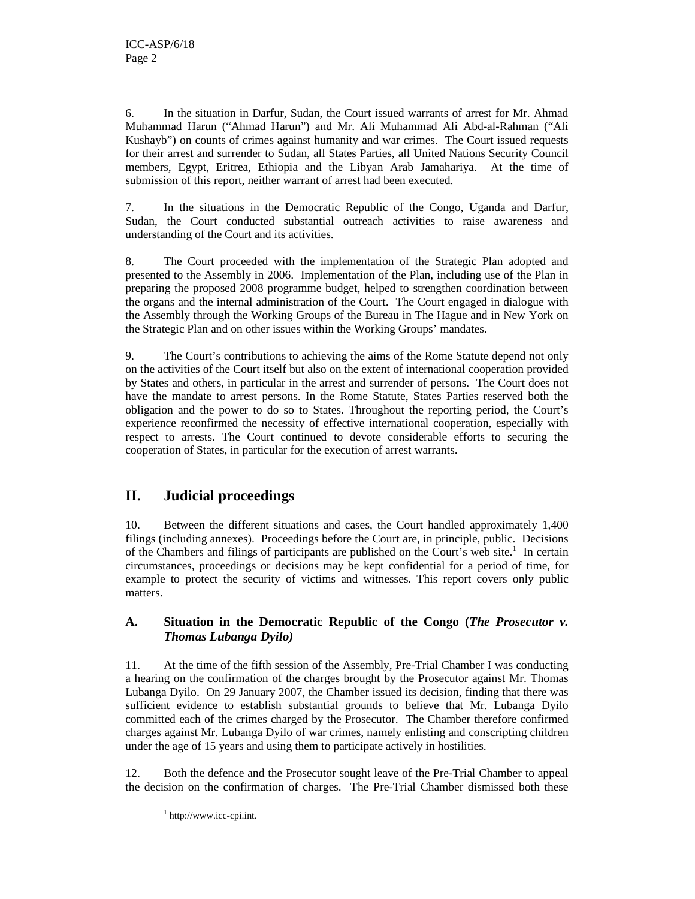6. In the situation in Darfur, Sudan, the Court issued warrants of arrest for Mr. Ahmad Muhammad Harun ("Ahmad Harun") and Mr. Ali Muhammad Ali Abd-al-Rahman ("Ali Kushayb") on counts of crimes against humanity and war crimes. The Court issued requests for their arrest and surrender to Sudan, all States Parties, all United Nations Security Council members, Egypt, Eritrea, Ethiopia and the Libyan Arab Jamahariya. At the time of submission of this report, neither warrant of arrest had been executed.

7. In the situations in the Democratic Republic of the Congo, Uganda and Darfur, Sudan, the Court conducted substantial outreach activities to raise awareness and understanding of the Court and its activities.

8. The Court proceeded with the implementation of the Strategic Plan adopted and presented to the Assembly in 2006. Implementation of the Plan, including use of the Plan in preparing the proposed 2008 programme budget, helped to strengthen coordination between the organs and the internal administration of the Court. The Court engaged in dialogue with the Assembly through the Working Groups of the Bureau in The Hague and in New York on the Strategic Plan and on other issues within the Working Groups' mandates.

9. The Court's contributions to achieving the aims of the Rome Statute depend not only on the activities of the Court itself but also on the extent of international cooperation provided by States and others, in particular in the arrest and surrender of persons. The Court does not have the mandate to arrest persons. In the Rome Statute, States Parties reserved both the obligation and the power to do so to States. Throughout the reporting period, the Court's experience reconfirmed the necessity of effective international cooperation, especially with respect to arrests. The Court continued to devote considerable efforts to securing the cooperation of States, in particular for the execution of arrest warrants.

## II. Judicial proceedings

10. Between the different situations and cases, the Court handled approximately 1,400 filings (including annexes). Proceedings before the Court are, in principle, public. Decisions of the Chambers and filings of participants are published on the Court's web site.[1] In certain circumstances, proceedings or decisions may be kept confidential for a period of time, for example to protect the security of victims and witnesses. This report covers only public matters.

### A. Situation in the Democratic Republic of the Congo (*The Prosecutor v. Thomas Lubanga Dyilo)*

11. At the time of the fifth session of the Assembly, Pre-Trial Chamber I was conducting a hearing on the confirmation of the charges brought by the Prosecutor against Mr. Thomas Lubanga Dyilo. On 29 January 2007, the Chamber issued its decision, finding that there was sufficient evidence to establish substantial grounds to believe that Mr. Lubanga Dyilo committed each of the crimes charged by the Prosecutor. The Chamber therefore confirmed charges against Mr. Lubanga Dyilo of war crimes, namely enlisting and conscripting children under the age of 15 years and using them to participate actively in hostilities.

12. Both the defence and the Prosecutor sought leave of the Pre-Trial Chamber to appeal the decision on the confirmation of charges. The Pre-Trial Chamber dismissed both these

[1] http://www.icc-cpi.int.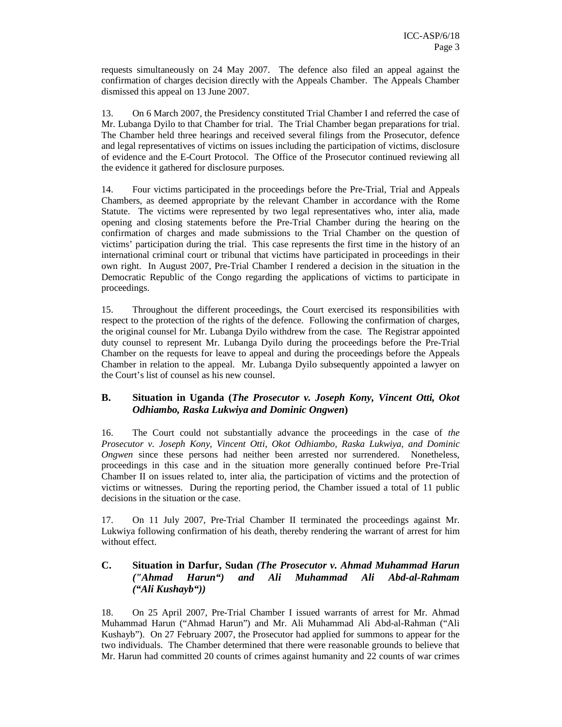requests simultaneously on 24 May 2007. The defence also filed an appeal against the confirmation of charges decision directly with the Appeals Chamber. The Appeals Chamber dismissed this appeal on 13 June 2007.

13. On 6 March 2007, the Presidency constituted Trial Chamber I and referred the case of Mr. Lubanga Dyilo to that Chamber for trial. The Trial Chamber began preparations for trial. The Chamber held three hearings and received several filings from the Prosecutor, defence and legal representatives of victims on issues including the participation of victims, disclosure of evidence and the E-Court Protocol. The Office of the Prosecutor continued reviewing all the evidence it gathered for disclosure purposes.

14. Four victims participated in the proceedings before the Pre-Trial, Trial and Appeals Chambers, as deemed appropriate by the relevant Chamber in accordance with the Rome Statute. The victims were represented by two legal representatives who, inter alia, made opening and closing statements before the Pre-Trial Chamber during the hearing on the confirmation of charges and made submissions to the Trial Chamber on the question of victims' participation during the trial. This case represents the first time in the history of an international criminal court or tribunal that victims have participated in proceedings in their own right. In August 2007, Pre-Trial Chamber I rendered a decision in the situation in the Democratic Republic of the Congo regarding the applications of victims to participate in proceedings.

15. Throughout the different proceedings, the Court exercised its responsibilities with respect to the protection of the rights of the defence. Following the confirmation of charges, the original counsel for Mr. Lubanga Dyilo withdrew from the case. The Registrar appointed duty counsel to represent Mr. Lubanga Dyilo during the proceedings before the Pre-Trial Chamber on the requests for leave to appeal and during the proceedings before the Appeals Chamber in relation to the appeal. Mr. Lubanga Dyilo subsequently appointed a lawyer on the Court's list of counsel as his new counsel.

### B. Situation in Uganda (*The Prosecutor v. Joseph Kony, Vincent Otti, Okot Odhiambo, Raska Lukwiya and Dominic Ongwen*)

16. The Court could not substantially advance the proceedings in the case of *the Prosecutor v. Joseph Kony, Vincent Otti, Okot Odhiambo, Raska Lukwiya, and Dominic Ongwen* since these persons had neither been arrested nor surrendered. Nonetheless, proceedings in this case and in the situation more generally continued before Pre-Trial Chamber II on issues related to, inter alia, the participation of victims and the protection of victims or witnesses. During the reporting period, the Chamber issued a total of 11 public decisions in the situation or the case.

17. On 11 July 2007, Pre-Trial Chamber II terminated the proceedings against Mr. Lukwiya following confirmation of his death, thereby rendering the warrant of arrest for him without effect.

### C. Situation in Darfur, Sudan *(The Prosecutor v. Ahmad Muhammad Harun ("Ahmad Harun") and Ali Muhammad Ali Abd-al-Rahmam ("Ali Kushayb"))*

18. On 25 April 2007, Pre-Trial Chamber I issued warrants of arrest for Mr. Ahmad Muhammad Harun ("Ahmad Harun") and Mr. Ali Muhammad Ali Abd-al-Rahman ("Ali Kushayb"). On 27 February 2007, the Prosecutor had applied for summons to appear for the two individuals. The Chamber determined that there were reasonable grounds to believe that Mr. Harun had committed 20 counts of crimes against humanity and 22 counts of war crimes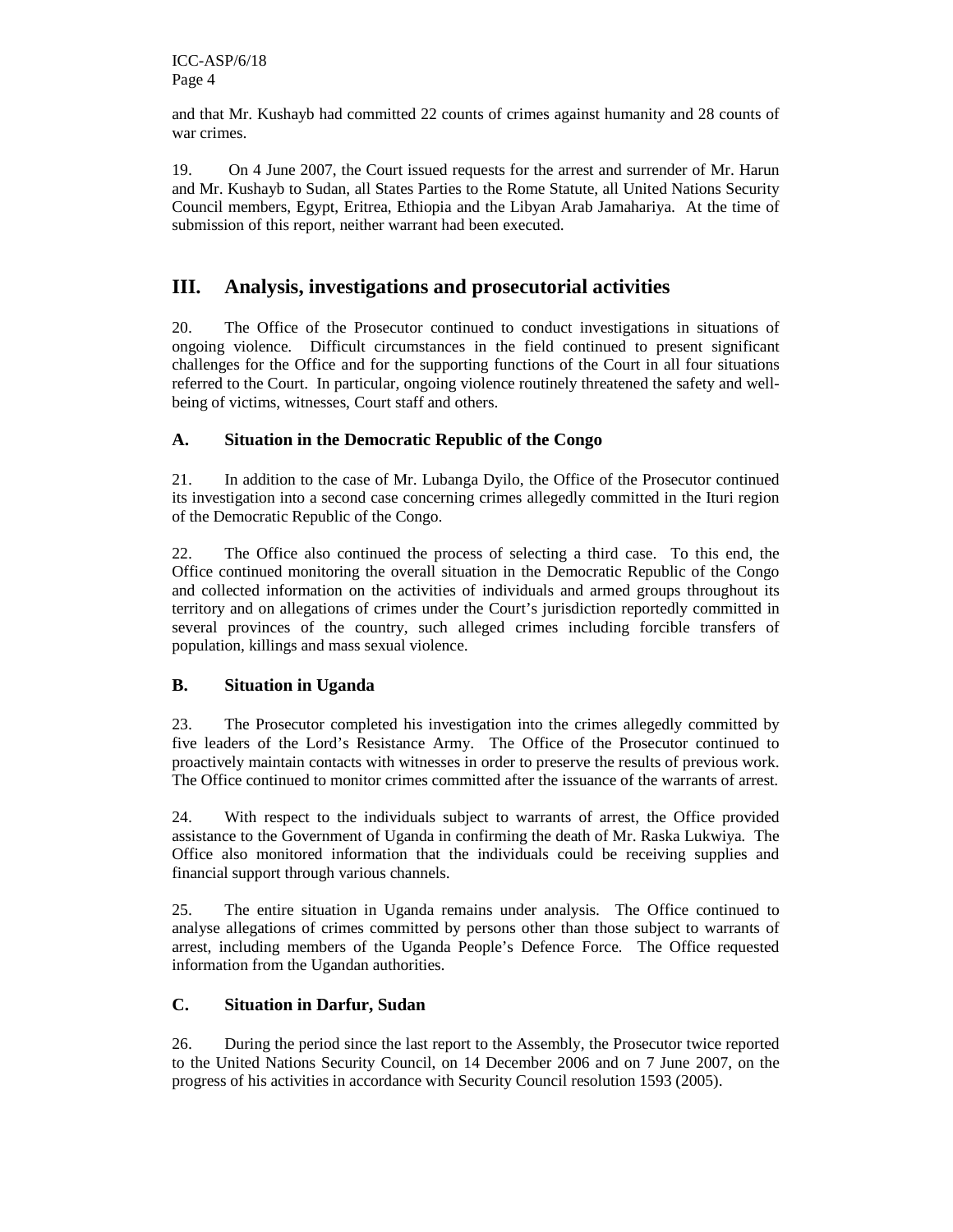and that Mr. Kushayb had committed 22 counts of crimes against humanity and 28 counts of war crimes.

19. On 4 June 2007, the Court issued requests for the arrest and surrender of Mr. Harun and Mr. Kushayb to Sudan, all States Parties to the Rome Statute, all United Nations Security Council members, Egypt, Eritrea, Ethiopia and the Libyan Arab Jamahariya. At the time of submission of this report, neither warrant had been executed.

## III. Analysis, investigations and prosecutorial activities

20. The Office of the Prosecutor continued to conduct investigations in situations of ongoing violence. Difficult circumstances in the field continued to present significant challenges for the Office and for the supporting functions of the Court in all four situations referred to the Court. In particular, ongoing violence routinely threatened the safety and well-being of victims, witnesses, Court staff and others.

### A. Situation in the Democratic Republic of the Congo

21. In addition to the case of Mr. Lubanga Dyilo, the Office of the Prosecutor continued its investigation into a second case concerning crimes allegedly committed in the Ituri region of the Democratic Republic of the Congo.

22. The Office also continued the process of selecting a third case. To this end, the Office continued monitoring the overall situation in the Democratic Republic of the Congo and collected information on the activities of individuals and armed groups throughout its territory and on allegations of crimes under the Court's jurisdiction reportedly committed in several provinces of the country, such alleged crimes including forcible transfers of population, killings and mass sexual violence.

### B. Situation in Uganda

23. The Prosecutor completed his investigation into the crimes allegedly committed by five leaders of the Lord's Resistance Army. The Office of the Prosecutor continued to proactively maintain contacts with witnesses in order to preserve the results of previous work. The Office continued to monitor crimes committed after the issuance of the warrants of arrest.

24. With respect to the individuals subject to warrants of arrest, the Office provided assistance to the Government of Uganda in confirming the death of Mr. Raska Lukwiya. The Office also monitored information that the individuals could be receiving supplies and financial support through various channels.

25. The entire situation in Uganda remains under analysis. The Office continued to analyse allegations of crimes committed by persons other than those subject to warrants of arrest, including members of the Uganda People's Defence Force. The Office requested information from the Ugandan authorities.

### C. Situation in Darfur, Sudan

26. During the period since the last report to the Assembly, the Prosecutor twice reported to the United Nations Security Council, on 14 December 2006 and on 7 June 2007, on the progress of his activities in accordance with Security Council resolution 1593 (2005).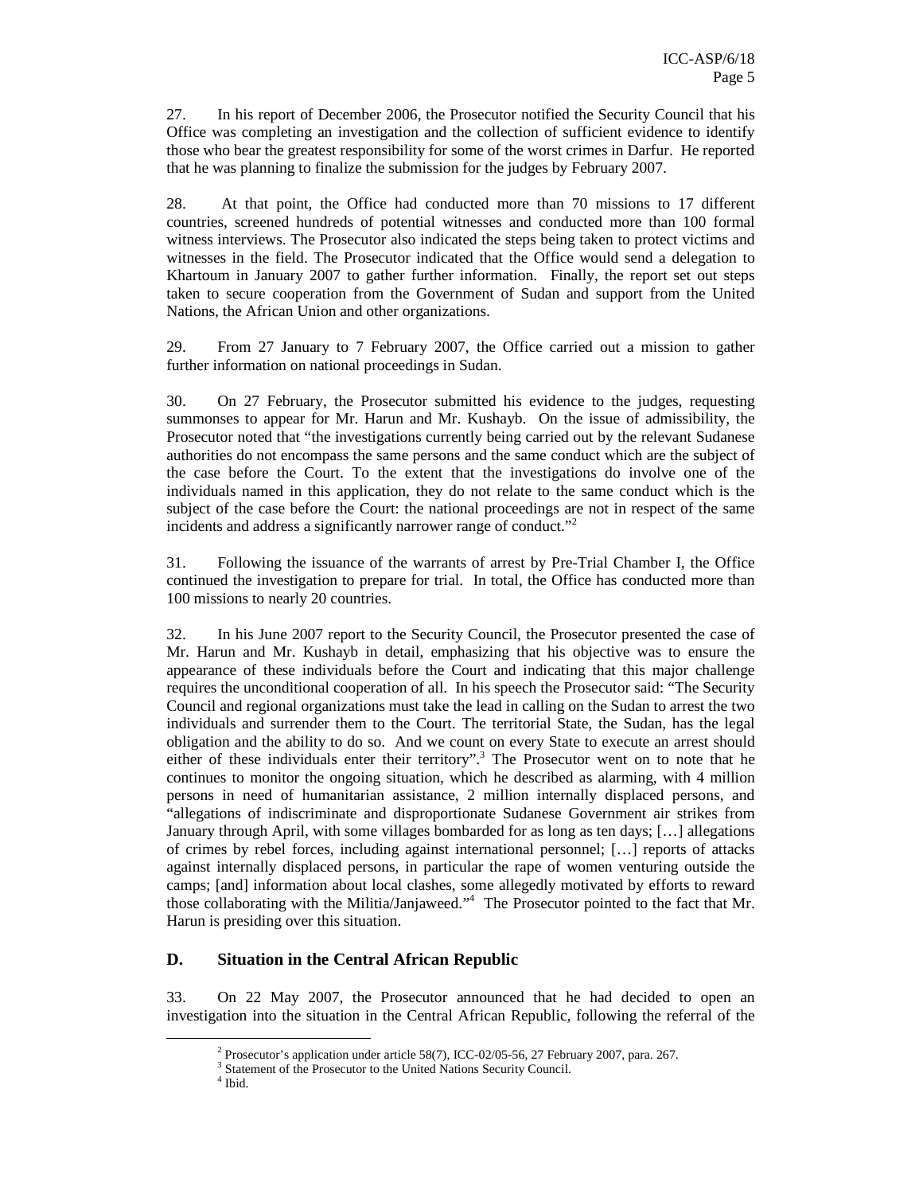27. In his report of December 2006, the Prosecutor notified the Security Council that his Office was completing an investigation and the collection of sufficient evidence to identify those who bear the greatest responsibility for some of the worst crimes in Darfur. He reported that he was planning to finalize the submission for the judges by February 2007.

28. At that point, the Office had conducted more than 70 missions to 17 different countries, screened hundreds of potential witnesses and conducted more than 100 formal witness interviews. The Prosecutor also indicated the steps being taken to protect victims and witnesses in the field. The Prosecutor indicated that the Office would send a delegation to Khartoum in January 2007 to gather further information. Finally, the report set out steps taken to secure cooperation from the Government of Sudan and support from the United Nations, the African Union and other organizations.

29. From 27 January to 7 February 2007, the Office carried out a mission to gather further information on national proceedings in Sudan.

30. On 27 February, the Prosecutor submitted his evidence to the judges, requesting summonses to appear for Mr. Harun and Mr. Kushayb. On the issue of admissibility, the Prosecutor noted that "the investigations currently being carried out by the relevant Sudanese authorities do not encompass the same persons and the same conduct which are the subject of the case before the Court. To the extent that the investigations do involve one of the individuals named in this application, they do not relate to the same conduct which is the subject of the case before the Court: the national proceedings are not in respect of the same incidents and address a significantly narrower range of conduct."[2]

31. Following the issuance of the warrants of arrest by Pre-Trial Chamber I, the Office continued the investigation to prepare for trial. In total, the Office has conducted more than 100 missions to nearly 20 countries.

32. In his June 2007 report to the Security Council, the Prosecutor presented the case of Mr. Harun and Mr. Kushayb in detail, emphasizing that his objective was to ensure the appearance of these individuals before the Court and indicating that this major challenge requires the unconditional cooperation of all. In his speech the Prosecutor said: "The Security Council and regional organizations must take the lead in calling on the Sudan to arrest the two individuals and surrender them to the Court. The territorial State, the Sudan, has the legal obligation and the ability to do so. And we count on every State to execute an arrest should either of these individuals enter their territory".[3] The Prosecutor went on to note that he continues to monitor the ongoing situation, which he described as alarming, with 4 million persons in need of humanitarian assistance, 2 million internally displaced persons, and "allegations of indiscriminate and disproportionate Sudanese Government air strikes from January through April, with some villages bombarded for as long as ten days; […] allegations of crimes by rebel forces, including against international personnel; […] reports of attacks against internally displaced persons, in particular the rape of women venturing outside the camps; [and] information about local clashes, some allegedly motivated by efforts to reward those collaborating with the Militia/Janjaweed."[4] The Prosecutor pointed to the fact that Mr. Harun is presiding over this situation.

## D. Situation in the Central African Republic

33. On 22 May 2007, the Prosecutor announced that he had decided to open an investigation into the situation in the Central African Republic, following the referral of the

---

[2] Prosecutor's application under article 58(7), ICC-02/05-56, 27 February 2007, para. 267.

[3] Statement of the Prosecutor to the United Nations Security Council.

[4] Ibid.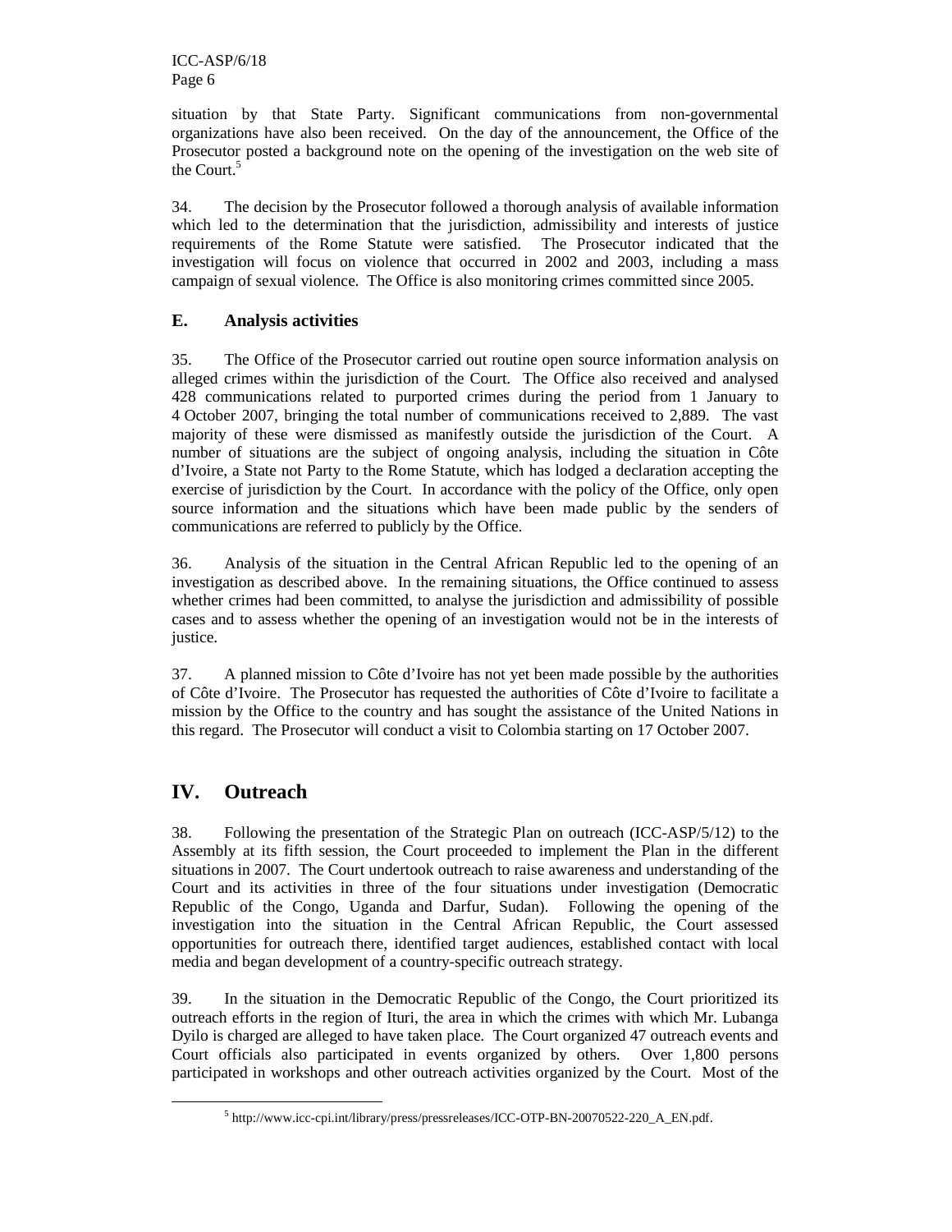situation by that State Party. Significant communications from non-governmental organizations have also been received. On the day of the announcement, the Office of the Prosecutor posted a background note on the opening of the investigation on the web site of the Court.[5]

34. The decision by the Prosecutor followed a thorough analysis of available information which led to the determination that the jurisdiction, admissibility and interests of justice requirements of the Rome Statute were satisfied. The Prosecutor indicated that the investigation will focus on violence that occurred in 2002 and 2003, including a mass campaign of sexual violence. The Office is also monitoring crimes committed since 2005.

### E. Analysis activities

35. The Office of the Prosecutor carried out routine open source information analysis on alleged crimes within the jurisdiction of the Court. The Office also received and analysed 428 communications related to purported crimes during the period from 1 January to 4 October 2007, bringing the total number of communications received to 2,889. The vast majority of these were dismissed as manifestly outside the jurisdiction of the Court. A number of situations are the subject of ongoing analysis, including the situation in Côte d'Ivoire, a State not Party to the Rome Statute, which has lodged a declaration accepting the exercise of jurisdiction by the Court. In accordance with the policy of the Office, only open source information and the situations which have been made public by the senders of communications are referred to publicly by the Office.

36. Analysis of the situation in the Central African Republic led to the opening of an investigation as described above. In the remaining situations, the Office continued to assess whether crimes had been committed, to analyse the jurisdiction and admissibility of possible cases and to assess whether the opening of an investigation would not be in the interests of justice.

37. A planned mission to Côte d'Ivoire has not yet been made possible by the authorities of Côte d'Ivoire. The Prosecutor has requested the authorities of Côte d'Ivoire to facilitate a mission by the Office to the country and has sought the assistance of the United Nations in this regard. The Prosecutor will conduct a visit to Colombia starting on 17 October 2007.

## IV. Outreach

38. Following the presentation of the Strategic Plan on outreach (ICC-ASP/5/12) to the Assembly at its fifth session, the Court proceeded to implement the Plan in the different situations in 2007. The Court undertook outreach to raise awareness and understanding of the Court and its activities in three of the four situations under investigation (Democratic Republic of the Congo, Uganda and Darfur, Sudan). Following the opening of the investigation into the situation in the Central African Republic, the Court assessed opportunities for outreach there, identified target audiences, established contact with local media and began development of a country-specific outreach strategy.

39. In the situation in the Democratic Republic of the Congo, the Court prioritized its outreach efforts in the region of Ituri, the area in which the crimes with which Mr. Lubanga Dyilo is charged are alleged to have taken place. The Court organized 47 outreach events and Court officials also participated in events organized by others. Over 1,800 persons participated in workshops and other outreach activities organized by the Court. Most of the

[5] http://www.icc-cpi.int/library/press/pressreleases/ICC-OTP-BN-20070522-220_A_EN.pdf.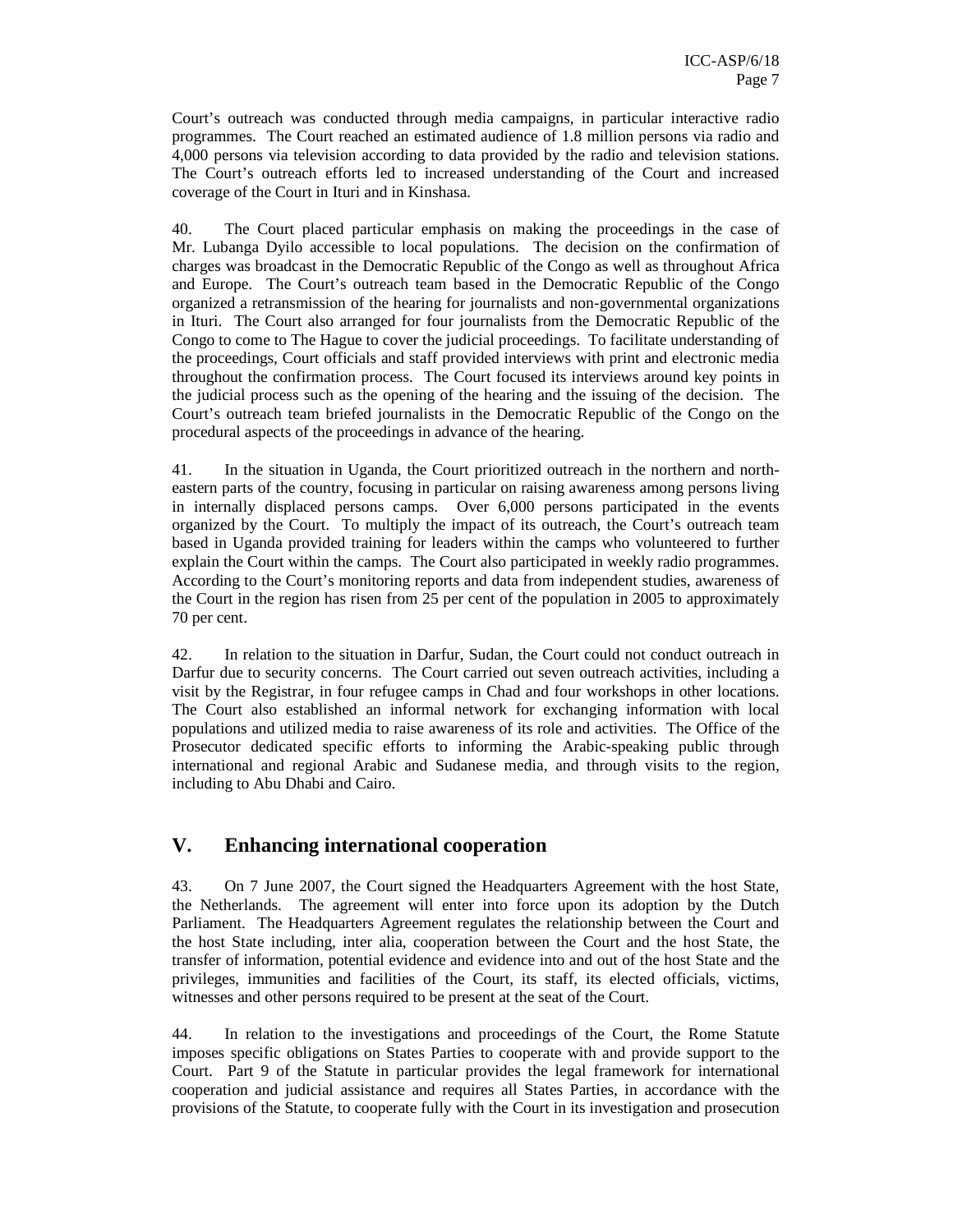Court's outreach was conducted through media campaigns, in particular interactive radio programmes. The Court reached an estimated audience of 1.8 million persons via radio and 4,000 persons via television according to data provided by the radio and television stations. The Court's outreach efforts led to increased understanding of the Court and increased coverage of the Court in Ituri and in Kinshasa.

40. The Court placed particular emphasis on making the proceedings in the case of Mr. Lubanga Dyilo accessible to local populations. The decision on the confirmation of charges was broadcast in the Democratic Republic of the Congo as well as throughout Africa and Europe. The Court's outreach team based in the Democratic Republic of the Congo organized a retransmission of the hearing for journalists and non-governmental organizations in Ituri. The Court also arranged for four journalists from the Democratic Republic of the Congo to come to The Hague to cover the judicial proceedings. To facilitate understanding of the proceedings, Court officials and staff provided interviews with print and electronic media throughout the confirmation process. The Court focused its interviews around key points in the judicial process such as the opening of the hearing and the issuing of the decision. The Court's outreach team briefed journalists in the Democratic Republic of the Congo on the procedural aspects of the proceedings in advance of the hearing.

41. In the situation in Uganda, the Court prioritized outreach in the northern and north-eastern parts of the country, focusing in particular on raising awareness among persons living in internally displaced persons camps. Over 6,000 persons participated in the events organized by the Court. To multiply the impact of its outreach, the Court's outreach team based in Uganda provided training for leaders within the camps who volunteered to further explain the Court within the camps. The Court also participated in weekly radio programmes. According to the Court's monitoring reports and data from independent studies, awareness of the Court in the region has risen from 25 per cent of the population in 2005 to approximately 70 per cent.

42. In relation to the situation in Darfur, Sudan, the Court could not conduct outreach in Darfur due to security concerns. The Court carried out seven outreach activities, including a visit by the Registrar, in four refugee camps in Chad and four workshops in other locations. The Court also established an informal network for exchanging information with local populations and utilized media to raise awareness of its role and activities. The Office of the Prosecutor dedicated specific efforts to informing the Arabic-speaking public through international and regional Arabic and Sudanese media, and through visits to the region, including to Abu Dhabi and Cairo.

## V. Enhancing international cooperation

43. On 7 June 2007, the Court signed the Headquarters Agreement with the host State, the Netherlands. The agreement will enter into force upon its adoption by the Dutch Parliament. The Headquarters Agreement regulates the relationship between the Court and the host State including, inter alia, cooperation between the Court and the host State, the transfer of information, potential evidence and evidence into and out of the host State and the privileges, immunities and facilities of the Court, its staff, its elected officials, victims, witnesses and other persons required to be present at the seat of the Court.

44. In relation to the investigations and proceedings of the Court, the Rome Statute imposes specific obligations on States Parties to cooperate with and provide support to the Court. Part 9 of the Statute in particular provides the legal framework for international cooperation and judicial assistance and requires all States Parties, in accordance with the provisions of the Statute, to cooperate fully with the Court in its investigation and prosecution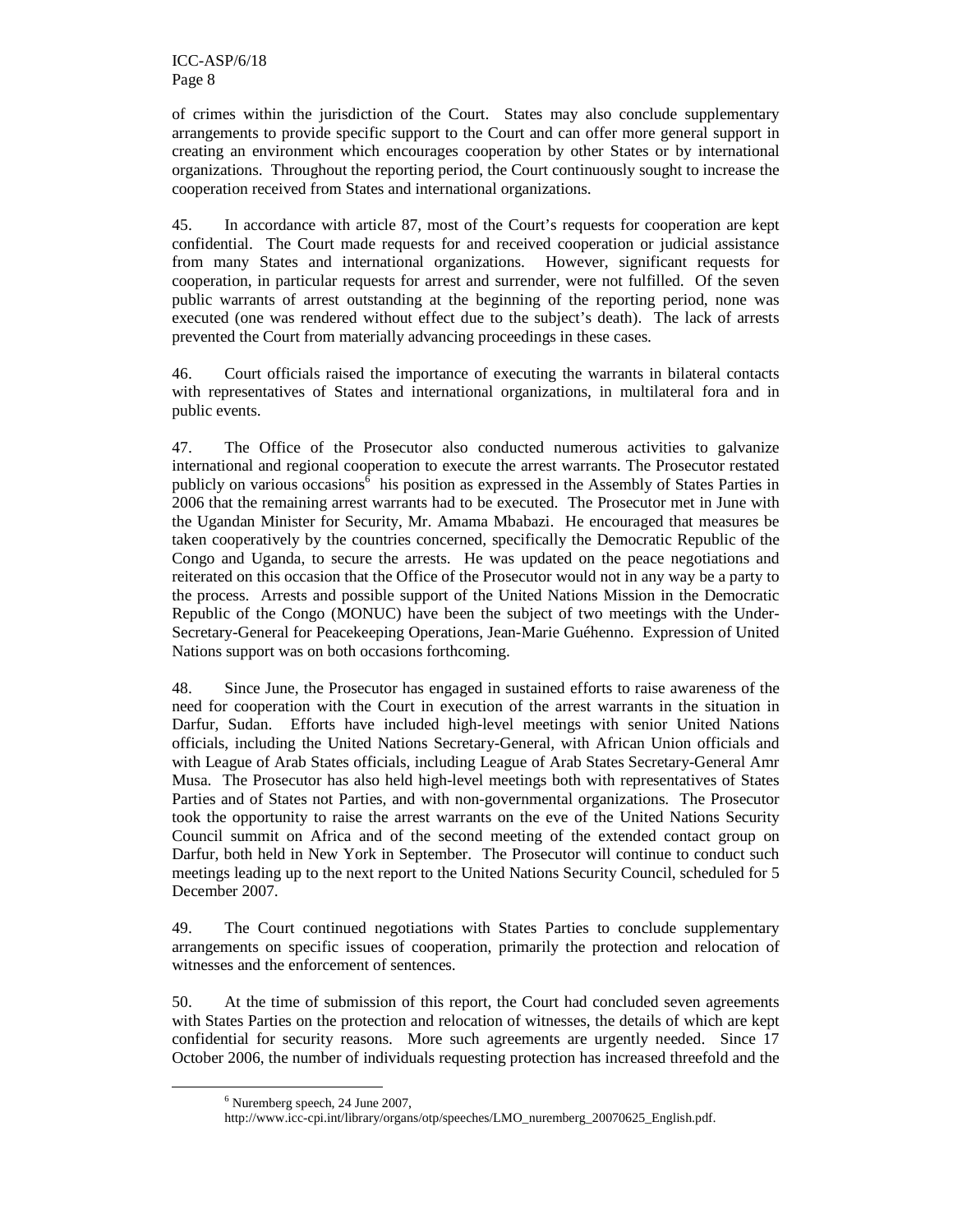of crimes within the jurisdiction of the Court. States may also conclude supplementary arrangements to provide specific support to the Court and can offer more general support in creating an environment which encourages cooperation by other States or by international organizations. Throughout the reporting period, the Court continuously sought to increase the cooperation received from States and international organizations.

45. In accordance with article 87, most of the Court's requests for cooperation are kept confidential. The Court made requests for and received cooperation or judicial assistance from many States and international organizations. However, significant requests for cooperation, in particular requests for arrest and surrender, were not fulfilled. Of the seven public warrants of arrest outstanding at the beginning of the reporting period, none was executed (one was rendered without effect due to the subject's death). The lack of arrests prevented the Court from materially advancing proceedings in these cases.

46. Court officials raised the importance of executing the warrants in bilateral contacts with representatives of States and international organizations, in multilateral fora and in public events.

47. The Office of the Prosecutor also conducted numerous activities to galvanize international and regional cooperation to execute the arrest warrants. The Prosecutor restated publicly on various occasions[6] his position as expressed in the Assembly of States Parties in 2006 that the remaining arrest warrants had to be executed. The Prosecutor met in June with the Ugandan Minister for Security, Mr. Amama Mbabazi. He encouraged that measures be taken cooperatively by the countries concerned, specifically the Democratic Republic of the Congo and Uganda, to secure the arrests. He was updated on the peace negotiations and reiterated on this occasion that the Office of the Prosecutor would not in any way be a party to the process. Arrests and possible support of the United Nations Mission in the Democratic Republic of the Congo (MONUC) have been the subject of two meetings with the Under-Secretary-General for Peacekeeping Operations, Jean-Marie Guéhenno. Expression of United Nations support was on both occasions forthcoming.

48. Since June, the Prosecutor has engaged in sustained efforts to raise awareness of the need for cooperation with the Court in execution of the arrest warrants in the situation in Darfur, Sudan. Efforts have included high-level meetings with senior United Nations officials, including the United Nations Secretary-General, with African Union officials and with League of Arab States officials, including League of Arab States Secretary-General Amr Musa. The Prosecutor has also held high-level meetings both with representatives of States Parties and of States not Parties, and with non-governmental organizations. The Prosecutor took the opportunity to raise the arrest warrants on the eve of the United Nations Security Council summit on Africa and of the second meeting of the extended contact group on Darfur, both held in New York in September. The Prosecutor will continue to conduct such meetings leading up to the next report to the United Nations Security Council, scheduled for 5 December 2007.

49. The Court continued negotiations with States Parties to conclude supplementary arrangements on specific issues of cooperation, primarily the protection and relocation of witnesses and the enforcement of sentences.

50. At the time of submission of this report, the Court had concluded seven agreements with States Parties on the protection and relocation of witnesses, the details of which are kept confidential for security reasons. More such agreements are urgently needed. Since 17 October 2006, the number of individuals requesting protection has increased threefold and the

[6] Nuremberg speech, 24 June 2007, http://www.icc-cpi.int/library/organs/otp/speeches/LMO_nuremberg_20070625_English.pdf.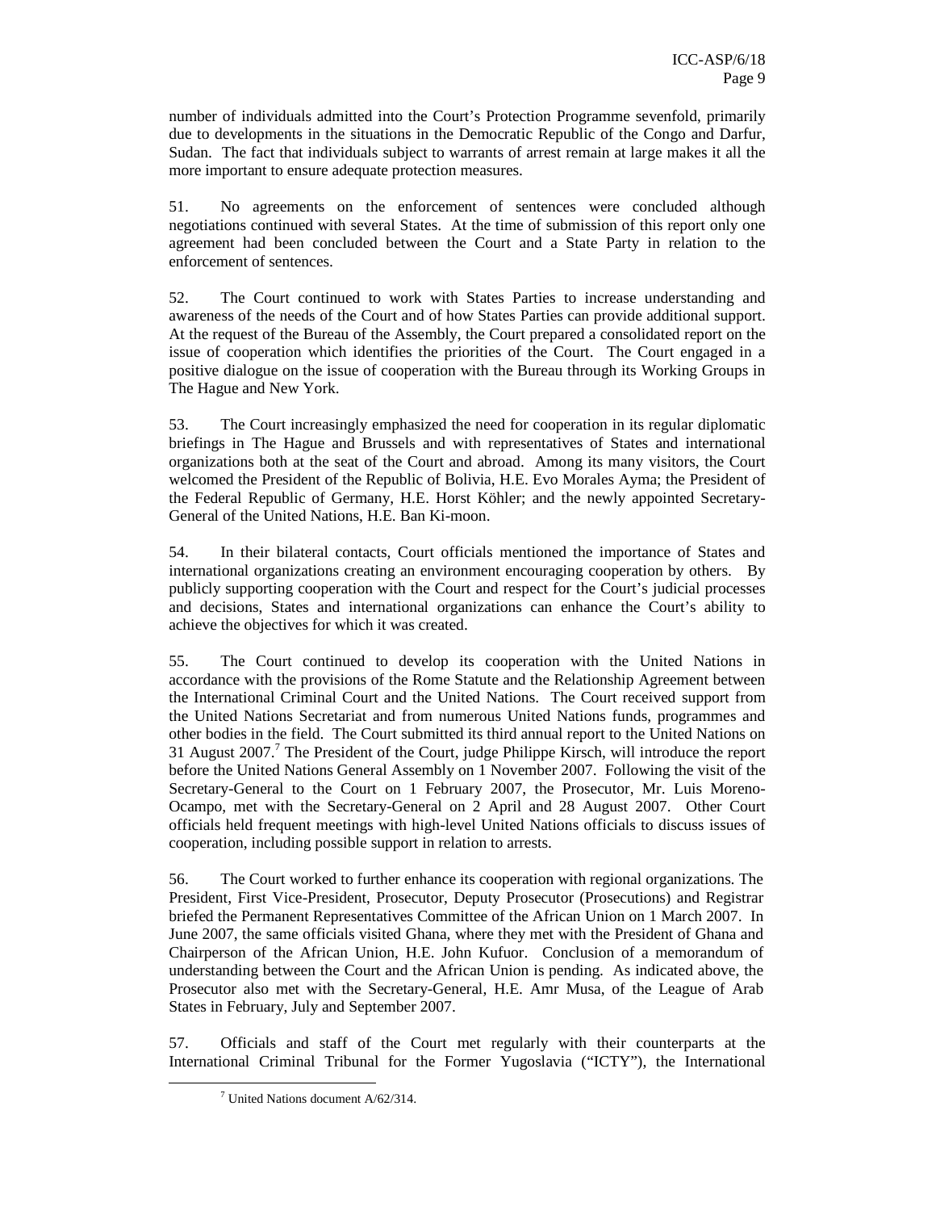number of individuals admitted into the Court's Protection Programme sevenfold, primarily due to developments in the situations in the Democratic Republic of the Congo and Darfur, Sudan. The fact that individuals subject to warrants of arrest remain at large makes it all the more important to ensure adequate protection measures.

51. No agreements on the enforcement of sentences were concluded although negotiations continued with several States. At the time of submission of this report only one agreement had been concluded between the Court and a State Party in relation to the enforcement of sentences.

52. The Court continued to work with States Parties to increase understanding and awareness of the needs of the Court and of how States Parties can provide additional support. At the request of the Bureau of the Assembly, the Court prepared a consolidated report on the issue of cooperation which identifies the priorities of the Court. The Court engaged in a positive dialogue on the issue of cooperation with the Bureau through its Working Groups in The Hague and New York.

53. The Court increasingly emphasized the need for cooperation in its regular diplomatic briefings in The Hague and Brussels and with representatives of States and international organizations both at the seat of the Court and abroad. Among its many visitors, the Court welcomed the President of the Republic of Bolivia, H.E. Evo Morales Ayma; the President of the Federal Republic of Germany, H.E. Horst Köhler; and the newly appointed Secretary-General of the United Nations, H.E. Ban Ki-moon.

54. In their bilateral contacts, Court officials mentioned the importance of States and international organizations creating an environment encouraging cooperation by others. By publicly supporting cooperation with the Court and respect for the Court's judicial processes and decisions, States and international organizations can enhance the Court's ability to achieve the objectives for which it was created.

55. The Court continued to develop its cooperation with the United Nations in accordance with the provisions of the Rome Statute and the Relationship Agreement between the International Criminal Court and the United Nations. The Court received support from the United Nations Secretariat and from numerous United Nations funds, programmes and other bodies in the field. The Court submitted its third annual report to the United Nations on 31 August 2007.[7] The President of the Court, judge Philippe Kirsch, will introduce the report before the United Nations General Assembly on 1 November 2007. Following the visit of the Secretary-General to the Court on 1 February 2007, the Prosecutor, Mr. Luis Moreno-Ocampo, met with the Secretary-General on 2 April and 28 August 2007. Other Court officials held frequent meetings with high-level United Nations officials to discuss issues of cooperation, including possible support in relation to arrests.

56. The Court worked to further enhance its cooperation with regional organizations. The President, First Vice-President, Prosecutor, Deputy Prosecutor (Prosecutions) and Registrar briefed the Permanent Representatives Committee of the African Union on 1 March 2007. In June 2007, the same officials visited Ghana, where they met with the President of Ghana and Chairperson of the African Union, H.E. John Kufuor. Conclusion of a memorandum of understanding between the Court and the African Union is pending. As indicated above, the Prosecutor also met with the Secretary-General, H.E. Amr Musa, of the League of Arab States in February, July and September 2007.

57. Officials and staff of the Court met regularly with their counterparts at the International Criminal Tribunal for the Former Yugoslavia ("ICTY"), the International

[7] United Nations document A/62/314.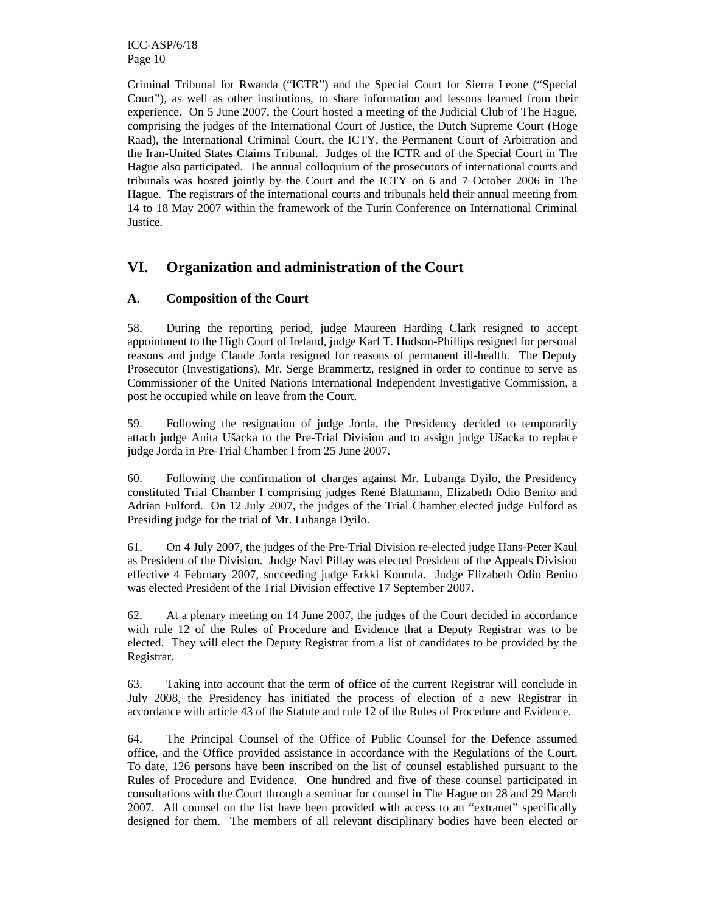Criminal Tribunal for Rwanda ("ICTR") and the Special Court for Sierra Leone ("Special Court"), as well as other institutions, to share information and lessons learned from their experience. On 5 June 2007, the Court hosted a meeting of the Judicial Club of The Hague, comprising the judges of the International Court of Justice, the Dutch Supreme Court (Hoge Raad), the International Criminal Court, the ICTY, the Permanent Court of Arbitration and the Iran-United States Claims Tribunal. Judges of the ICTR and of the Special Court in The Hague also participated. The annual colloquium of the prosecutors of international courts and tribunals was hosted jointly by the Court and the ICTY on 6 and 7 October 2006 in The Hague. The registrars of the international courts and tribunals held their annual meeting from 14 to 18 May 2007 within the framework of the Turin Conference on International Criminal Justice.

# VI. Organization and administration of the Court

## A. Composition of the Court

58. During the reporting period, judge Maureen Harding Clark resigned to accept appointment to the High Court of Ireland, judge Karl T. Hudson-Phillips resigned for personal reasons and judge Claude Jorda resigned for reasons of permanent ill-health. The Deputy Prosecutor (Investigations), Mr. Serge Brammertz, resigned in order to continue to serve as Commissioner of the United Nations International Independent Investigative Commission, a post he occupied while on leave from the Court.

59. Following the resignation of judge Jorda, the Presidency decided to temporarily attach judge Anita Ušacka to the Pre-Trial Division and to assign judge Ušacka to replace judge Jorda in Pre-Trial Chamber I from 25 June 2007.

60. Following the confirmation of charges against Mr. Lubanga Dyilo, the Presidency constituted Trial Chamber I comprising judges René Blattmann, Elizabeth Odio Benito and Adrian Fulford. On 12 July 2007, the judges of the Trial Chamber elected judge Fulford as Presiding judge for the trial of Mr. Lubanga Dyilo.

61. On 4 July 2007, the judges of the Pre-Trial Division re-elected judge Hans-Peter Kaul as President of the Division. Judge Navi Pillay was elected President of the Appeals Division effective 4 February 2007, succeeding judge Erkki Kourula. Judge Elizabeth Odio Benito was elected President of the Trial Division effective 17 September 2007.

62. At a plenary meeting on 14 June 2007, the judges of the Court decided in accordance with rule 12 of the Rules of Procedure and Evidence that a Deputy Registrar was to be elected. They will elect the Deputy Registrar from a list of candidates to be provided by the Registrar.

63. Taking into account that the term of office of the current Registrar will conclude in July 2008, the Presidency has initiated the process of election of a new Registrar in accordance with article 43 of the Statute and rule 12 of the Rules of Procedure and Evidence.

64. The Principal Counsel of the Office of Public Counsel for the Defence assumed office, and the Office provided assistance in accordance with the Regulations of the Court. To date, 126 persons have been inscribed on the list of counsel established pursuant to the Rules of Procedure and Evidence. One hundred and five of these counsel participated in consultations with the Court through a seminar for counsel in The Hague on 28 and 29 March 2007. All counsel on the list have been provided with access to an "extranet" specifically designed for them. The members of all relevant disciplinary bodies have been elected or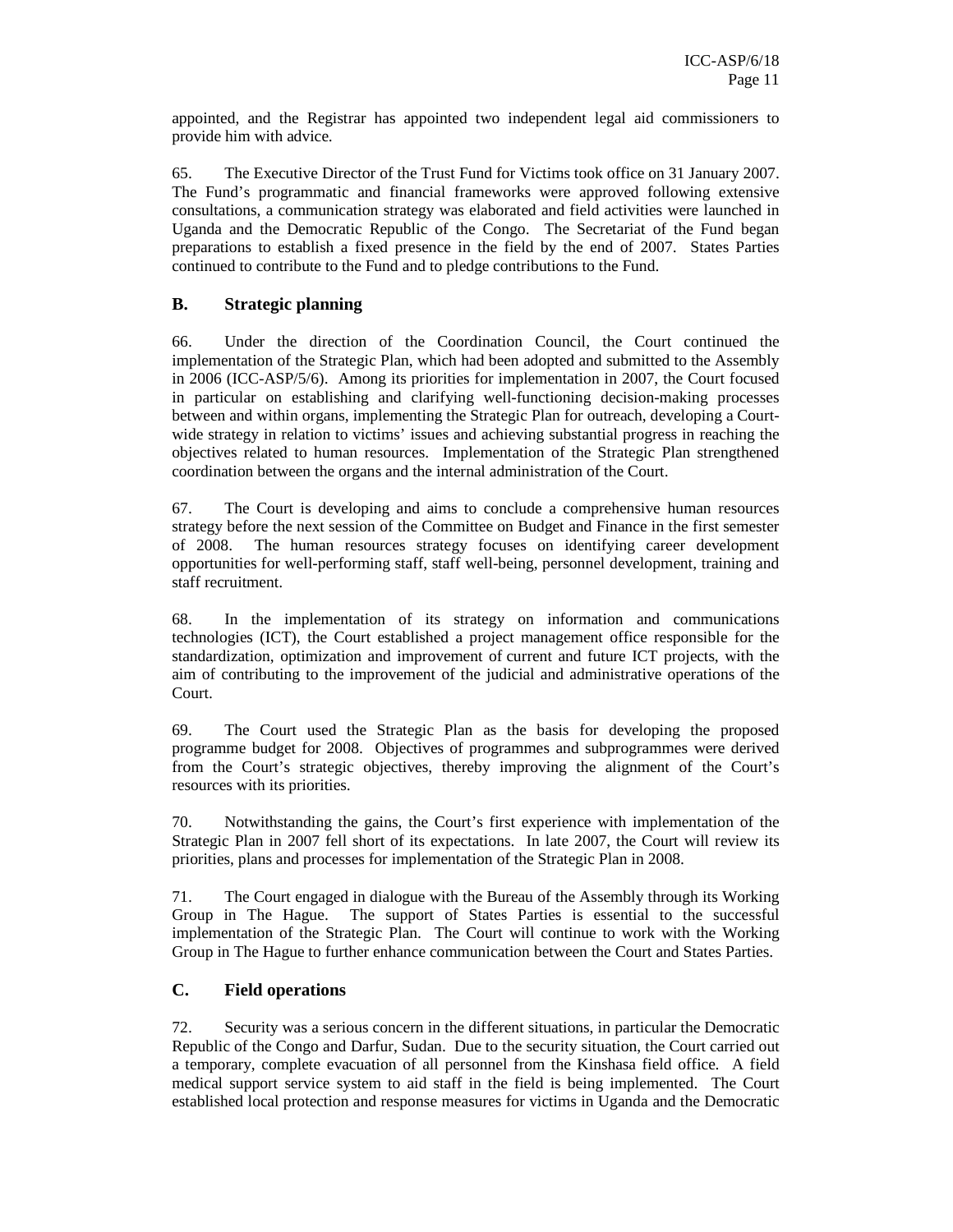appointed, and the Registrar has appointed two independent legal aid commissioners to provide him with advice.

65. The Executive Director of the Trust Fund for Victims took office on 31 January 2007. The Fund's programmatic and financial frameworks were approved following extensive consultations, a communication strategy was elaborated and field activities were launched in Uganda and the Democratic Republic of the Congo. The Secretariat of the Fund began preparations to establish a fixed presence in the field by the end of 2007. States Parties continued to contribute to the Fund and to pledge contributions to the Fund.

## B. Strategic planning

66. Under the direction of the Coordination Council, the Court continued the implementation of the Strategic Plan, which had been adopted and submitted to the Assembly in 2006 (ICC-ASP/5/6). Among its priorities for implementation in 2007, the Court focused in particular on establishing and clarifying well-functioning decision-making processes between and within organs, implementing the Strategic Plan for outreach, developing a Court-wide strategy in relation to victims' issues and achieving substantial progress in reaching the objectives related to human resources. Implementation of the Strategic Plan strengthened coordination between the organs and the internal administration of the Court.

67. The Court is developing and aims to conclude a comprehensive human resources strategy before the next session of the Committee on Budget and Finance in the first semester of 2008. The human resources strategy focuses on identifying career development opportunities for well-performing staff, staff well-being, personnel development, training and staff recruitment.

68. In the implementation of its strategy on information and communications technologies (ICT), the Court established a project management office responsible for the standardization, optimization and improvement of current and future ICT projects, with the aim of contributing to the improvement of the judicial and administrative operations of the Court.

69. The Court used the Strategic Plan as the basis for developing the proposed programme budget for 2008. Objectives of programmes and subprogrammes were derived from the Court's strategic objectives, thereby improving the alignment of the Court's resources with its priorities.

70. Notwithstanding the gains, the Court's first experience with implementation of the Strategic Plan in 2007 fell short of its expectations. In late 2007, the Court will review its priorities, plans and processes for implementation of the Strategic Plan in 2008.

71. The Court engaged in dialogue with the Bureau of the Assembly through its Working Group in The Hague. The support of States Parties is essential to the successful implementation of the Strategic Plan. The Court will continue to work with the Working Group in The Hague to further enhance communication between the Court and States Parties.

## C. Field operations

72. Security was a serious concern in the different situations, in particular the Democratic Republic of the Congo and Darfur, Sudan. Due to the security situation, the Court carried out a temporary, complete evacuation of all personnel from the Kinshasa field office. A field medical support service system to aid staff in the field is being implemented. The Court established local protection and response measures for victims in Uganda and the Democratic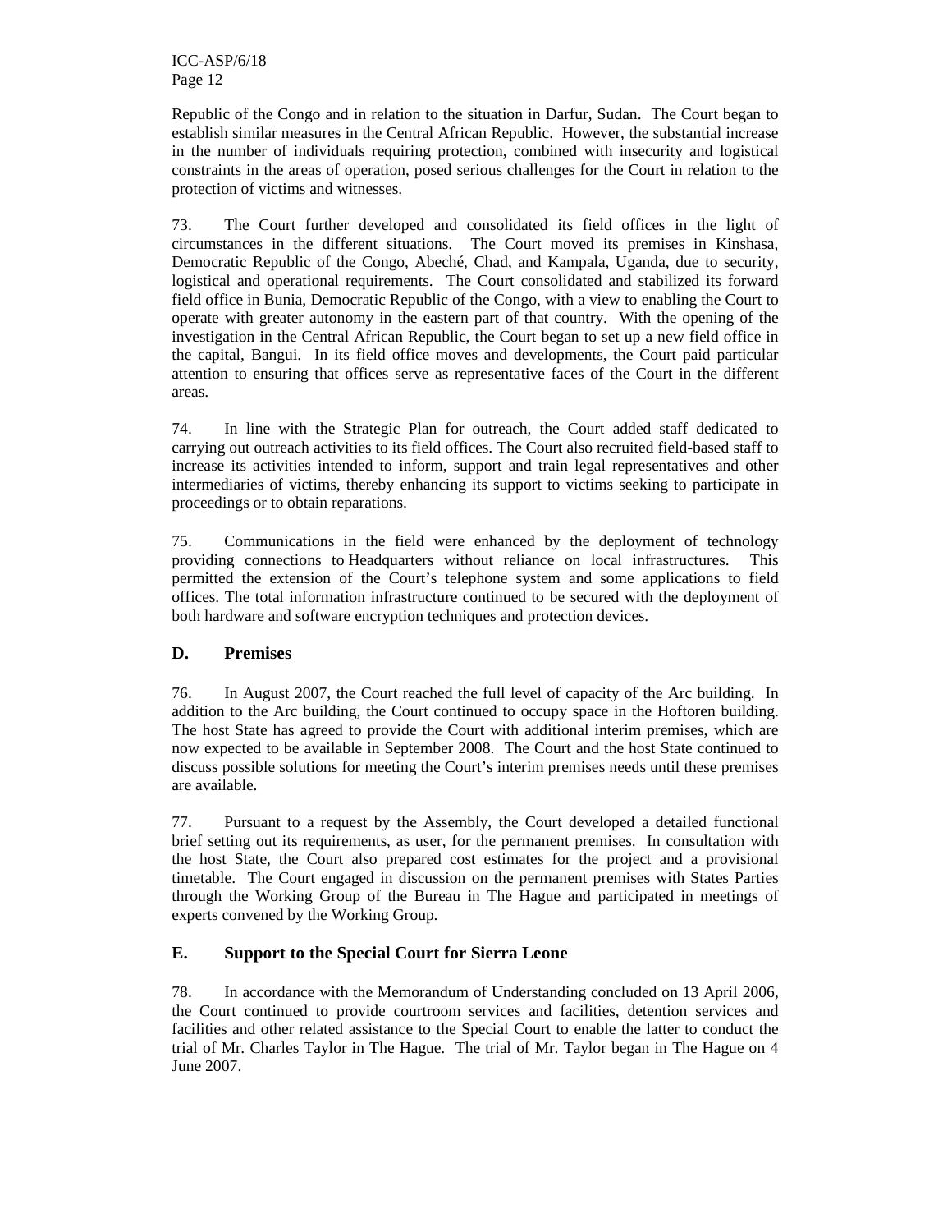Republic of the Congo and in relation to the situation in Darfur, Sudan. The Court began to establish similar measures in the Central African Republic. However, the substantial increase in the number of individuals requiring protection, combined with insecurity and logistical constraints in the areas of operation, posed serious challenges for the Court in relation to the protection of victims and witnesses.

73. The Court further developed and consolidated its field offices in the light of circumstances in the different situations. The Court moved its premises in Kinshasa, Democratic Republic of the Congo, Abeché, Chad, and Kampala, Uganda, due to security, logistical and operational requirements. The Court consolidated and stabilized its forward field office in Bunia, Democratic Republic of the Congo, with a view to enabling the Court to operate with greater autonomy in the eastern part of that country. With the opening of the investigation in the Central African Republic, the Court began to set up a new field office in the capital, Bangui. In its field office moves and developments, the Court paid particular attention to ensuring that offices serve as representative faces of the Court in the different areas.

74. In line with the Strategic Plan for outreach, the Court added staff dedicated to carrying out outreach activities to its field offices. The Court also recruited field-based staff to increase its activities intended to inform, support and train legal representatives and other intermediaries of victims, thereby enhancing its support to victims seeking to participate in proceedings or to obtain reparations.

75. Communications in the field were enhanced by the deployment of technology providing connections to Headquarters without reliance on local infrastructures. This permitted the extension of the Court's telephone system and some applications to field offices. The total information infrastructure continued to be secured with the deployment of both hardware and software encryption techniques and protection devices.

## D. Premises

76. In August 2007, the Court reached the full level of capacity of the Arc building. In addition to the Arc building, the Court continued to occupy space in the Hoftoren building. The host State has agreed to provide the Court with additional interim premises, which are now expected to be available in September 2008. The Court and the host State continued to discuss possible solutions for meeting the Court's interim premises needs until these premises are available.

77. Pursuant to a request by the Assembly, the Court developed a detailed functional brief setting out its requirements, as user, for the permanent premises. In consultation with the host State, the Court also prepared cost estimates for the project and a provisional timetable. The Court engaged in discussion on the permanent premises with States Parties through the Working Group of the Bureau in The Hague and participated in meetings of experts convened by the Working Group.

## E. Support to the Special Court for Sierra Leone

78. In accordance with the Memorandum of Understanding concluded on 13 April 2006, the Court continued to provide courtroom services and facilities, detention services and facilities and other related assistance to the Special Court to enable the latter to conduct the trial of Mr. Charles Taylor in The Hague. The trial of Mr. Taylor began in The Hague on 4 June 2007.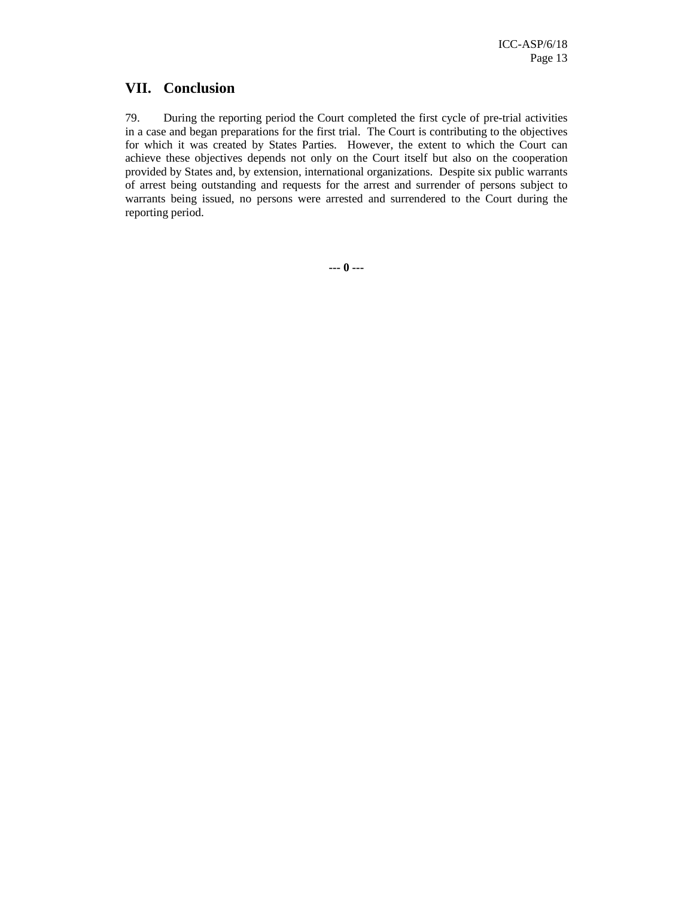## VII. Conclusion

79. During the reporting period the Court completed the first cycle of pre-trial activities in a case and began preparations for the first trial. The Court is contributing to the objectives for which it was created by States Parties. However, the extent to which the Court can achieve these objectives depends not only on the Court itself but also on the cooperation provided by States and, by extension, international organizations. Despite six public warrants of arrest being outstanding and requests for the arrest and surrender of persons subject to warrants being issued, no persons were arrested and surrendered to the Court during the reporting period.

**--- 0 ---**